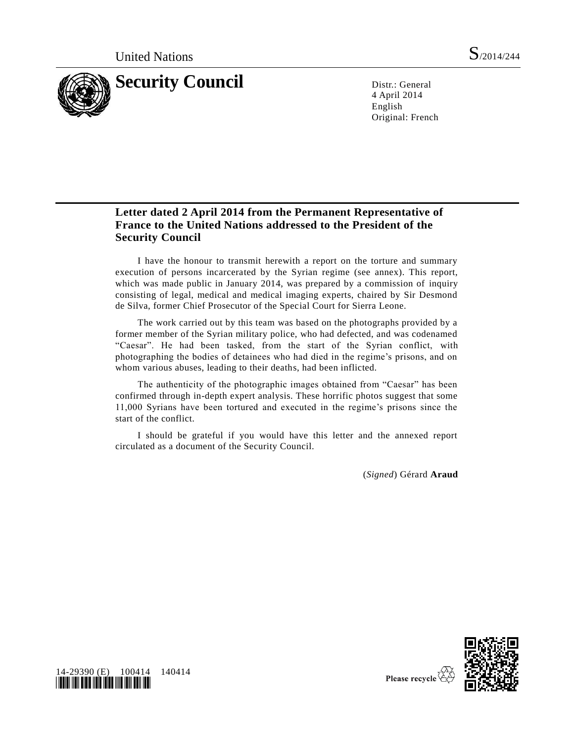United Nations S/2014/244

# Security Council

Distr.: General
4 April 2014
English
Original: French

## Letter dated 2 April 2014 from the Permanent Representative of France to the United Nations addressed to the President of the Security Council

I have the honour to transmit herewith a report on the torture and summary execution of persons incarcerated by the Syrian regime (see annex). This report, which was made public in January 2014, was prepared by a commission of inquiry consisting of legal, medical and medical imaging experts, chaired by Sir Desmond de Silva, former Chief Prosecutor of the Special Court for Sierra Leone.

The work carried out by this team was based on the photographs provided by a former member of the Syrian military police, who had defected, and was codenamed "Caesar". He had been tasked, from the start of the Syrian conflict, with photographing the bodies of detainees who had died in the regime's prisons, and on whom various abuses, leading to their deaths, had been inflicted.

The authenticity of the photographic images obtained from "Caesar" has been confirmed through in-depth expert analysis. These horrific photos suggest that some 11,000 Syrians have been tortured and executed in the regime's prisons since the start of the conflict.

I should be grateful if you would have this letter and the annexed report circulated as a document of the Security Council.

(*Signed*) Gérard **Araud**

14-29390 (E) 100414 140414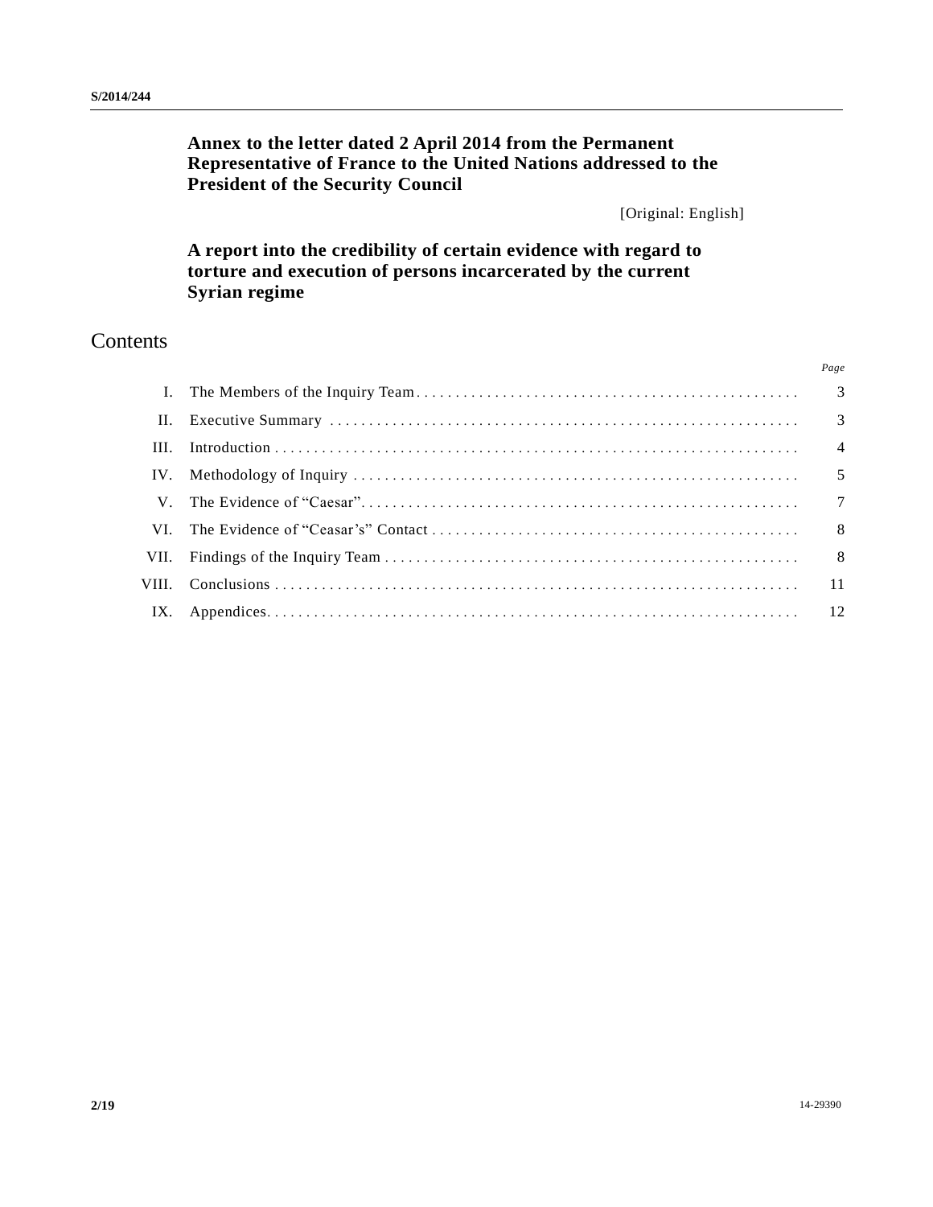**Annex to the letter dated 2 April 2014 from the Permanent Representative of France to the United Nations addressed to the President of the Security Council**

[Original: English]

**A report into the credibility of certain evidence with regard to torture and execution of persons incarcerated by the current Syrian regime**

# Contents

| | | *Page* |
|---|---|---|
| I. | The Members of the Inquiry Team | 3 |
| II. | Executive Summary | 3 |
| III. | Introduction | 4 |
| IV. | Methodology of Inquiry | 5 |
| V. | The Evidence of "Caesar" | 7 |
| VI. | The Evidence of "Ceasar's" Contact | 8 |
| VII. | Findings of the Inquiry Team | 8 |
| VIII. | Conclusions | 11 |
| IX. | Appendices | 12 |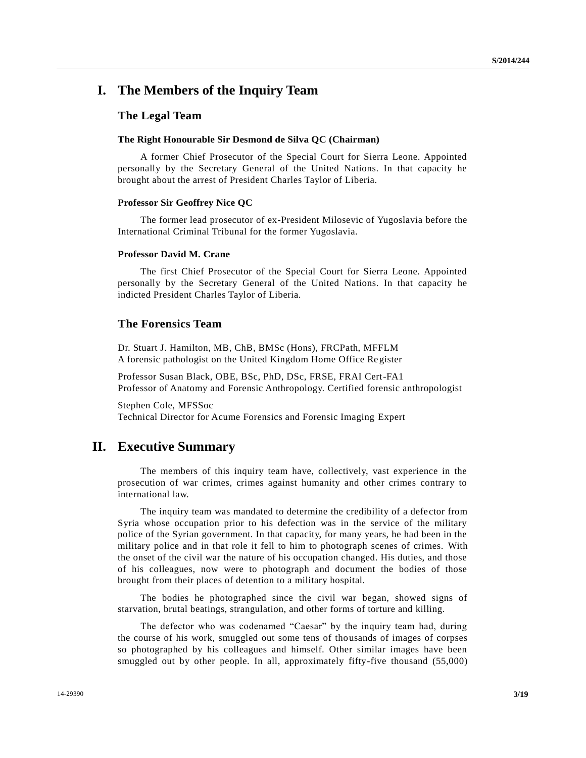# I. The Members of the Inquiry Team

## The Legal Team

### The Right Honourable Sir Desmond de Silva QC (Chairman)

A former Chief Prosecutor of the Special Court for Sierra Leone. Appointed personally by the Secretary General of the United Nations. In that capacity he brought about the arrest of President Charles Taylor of Liberia.

### Professor Sir Geoffrey Nice QC

The former lead prosecutor of ex-President Milosevic of Yugoslavia before the International Criminal Tribunal for the former Yugoslavia.

### Professor David M. Crane

The first Chief Prosecutor of the Special Court for Sierra Leone. Appointed personally by the Secretary General of the United Nations. In that capacity he indicted President Charles Taylor of Liberia.

## The Forensics Team

Dr. Stuart J. Hamilton, MB, ChB, BMSc (Hons), FRCPath, MFFLM
A forensic pathologist on the United Kingdom Home Office Register

Professor Susan Black, OBE, BSc, PhD, DSc, FRSE, FRAI Cert-FA1
Professor of Anatomy and Forensic Anthropology. Certified forensic anthropologist

Stephen Cole, MFSSoc
Technical Director for Acume Forensics and Forensic Imaging Expert

# II. Executive Summary

The members of this inquiry team have, collectively, vast experience in the prosecution of war crimes, crimes against humanity and other crimes contrary to international law.

The inquiry team was mandated to determine the credibility of a defector from Syria whose occupation prior to his defection was in the service of the military police of the Syrian government. In that capacity, for many years, he had been in the military police and in that role it fell to him to photograph scenes of crimes. With the onset of the civil war the nature of his occupation changed. His duties, and those of his colleagues, now were to photograph and document the bodies of those brought from their places of detention to a military hospital.

The bodies he photographed since the civil war began, showed signs of starvation, brutal beatings, strangulation, and other forms of torture and killing.

The defector who was codenamed "Caesar" by the inquiry team had, during the course of his work, smuggled out some tens of thousands of images of corpses so photographed by his colleagues and himself. Other similar images have been smuggled out by other people. In all, approximately fifty-five thousand (55,000)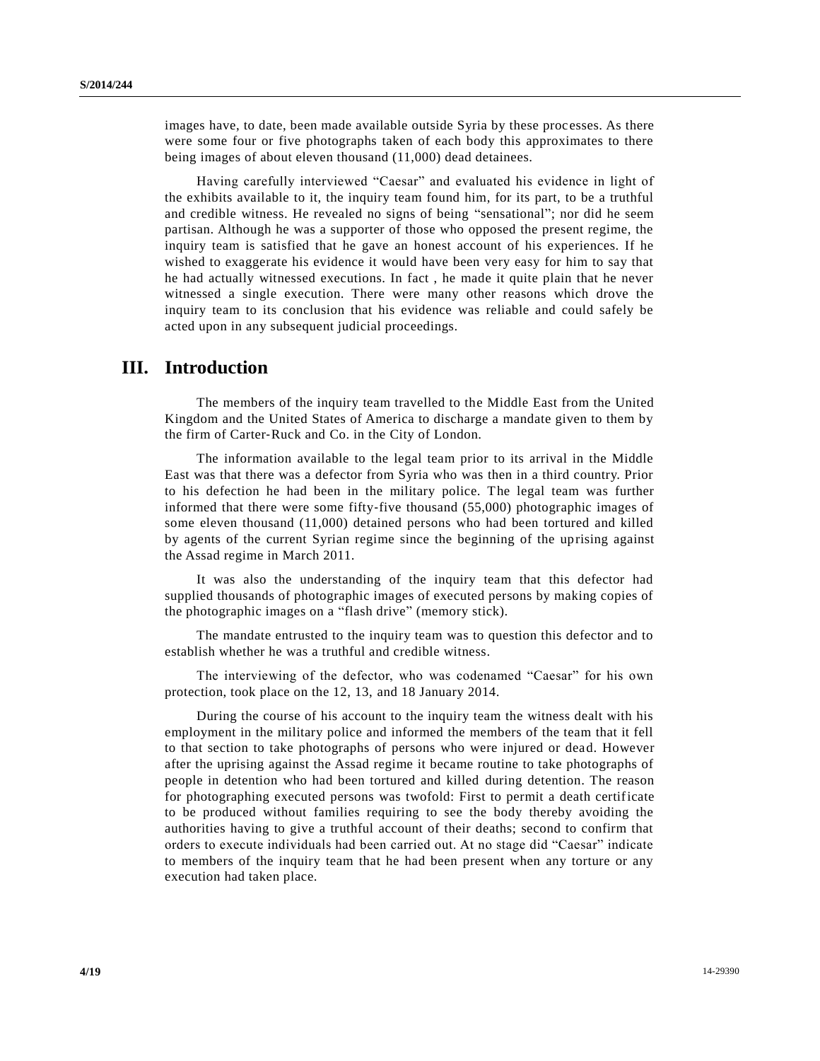images have, to date, been made available outside Syria by these processes. As there were some four or five photographs taken of each body this approximates to there being images of about eleven thousand (11,000) dead detainees.

Having carefully interviewed "Caesar" and evaluated his evidence in light of the exhibits available to it, the inquiry team found him, for its part, to be a truthful and credible witness. He revealed no signs of being "sensational"; nor did he seem partisan. Although he was a supporter of those who opposed the present regime, the inquiry team is satisfied that he gave an honest account of his experiences. If he wished to exaggerate his evidence it would have been very easy for him to say that he had actually witnessed executions. In fact , he made it quite plain that he never witnessed a single execution. There were many other reasons which drove the inquiry team to its conclusion that his evidence was reliable and could safely be acted upon in any subsequent judicial proceedings.

## III. Introduction

The members of the inquiry team travelled to the Middle East from the United Kingdom and the United States of America to discharge a mandate given to them by the firm of Carter-Ruck and Co. in the City of London.

The information available to the legal team prior to its arrival in the Middle East was that there was a defector from Syria who was then in a third country. Prior to his defection he had been in the military police. The legal team was further informed that there were some fifty-five thousand (55,000) photographic images of some eleven thousand (11,000) detained persons who had been tortured and killed by agents of the current Syrian regime since the beginning of the uprising against the Assad regime in March 2011.

It was also the understanding of the inquiry team that this defector had supplied thousands of photographic images of executed persons by making copies of the photographic images on a "flash drive" (memory stick).

The mandate entrusted to the inquiry team was to question this defector and to establish whether he was a truthful and credible witness.

The interviewing of the defector, who was codenamed "Caesar" for his own protection, took place on the 12, 13, and 18 January 2014.

During the course of his account to the inquiry team the witness dealt with his employment in the military police and informed the members of the team that it fell to that section to take photographs of persons who were injured or dead. However after the uprising against the Assad regime it became routine to take photographs of people in detention who had been tortured and killed during detention. The reason for photographing executed persons was twofold: First to permit a death certificate to be produced without families requiring to see the body thereby avoiding the authorities having to give a truthful account of their deaths; second to confirm that orders to execute individuals had been carried out. At no stage did "Caesar" indicate to members of the inquiry team that he had been present when any torture or any execution had taken place.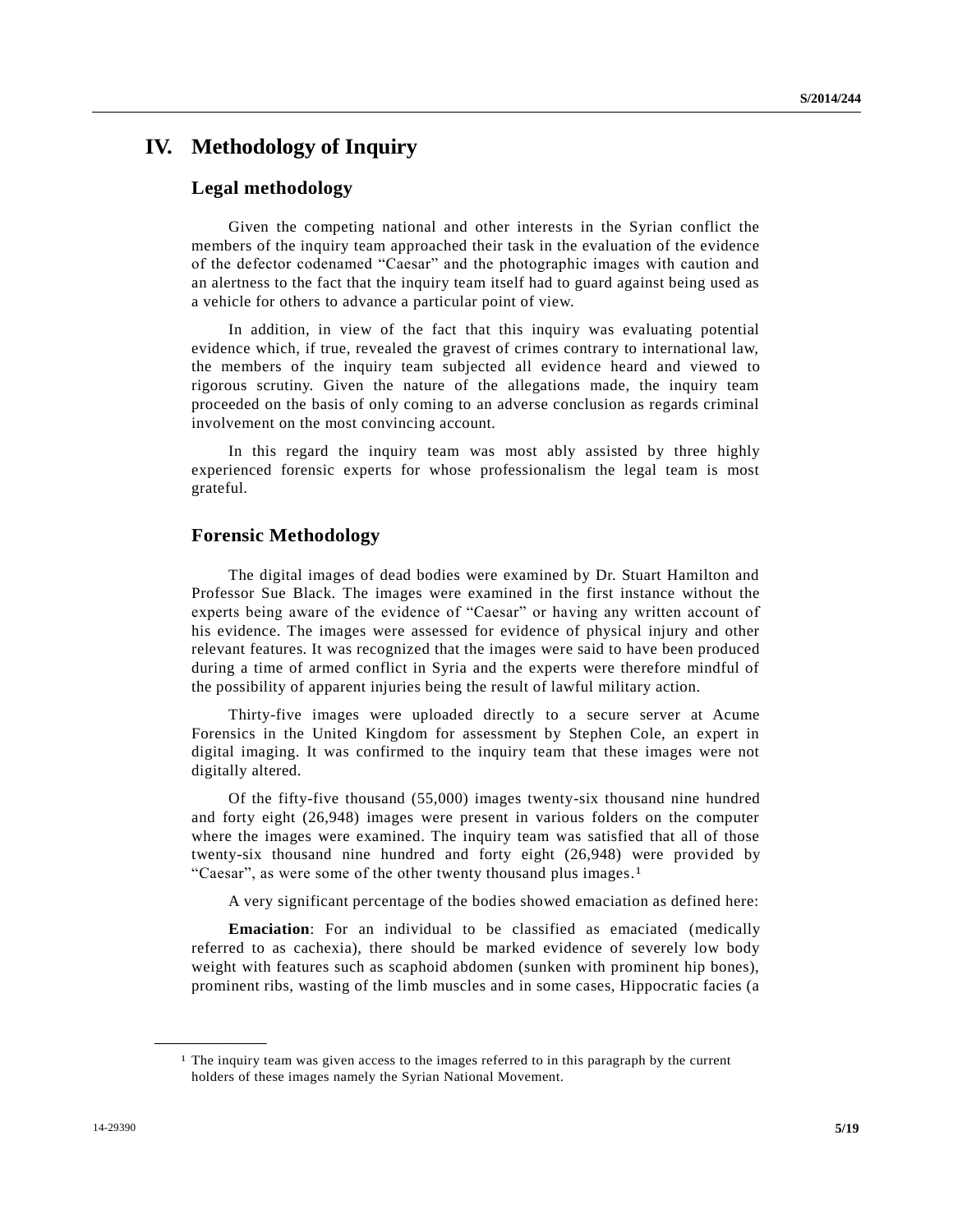# IV. Methodology of Inquiry

## Legal methodology

Given the competing national and other interests in the Syrian conflict the members of the inquiry team approached their task in the evaluation of the evidence of the defector codenamed "Caesar" and the photographic images with caution and an alertness to the fact that the inquiry team itself had to guard against being used as a vehicle for others to advance a particular point of view.

In addition, in view of the fact that this inquiry was evaluating potential evidence which, if true, revealed the gravest of crimes contrary to international law, the members of the inquiry team subjected all evidence heard and viewed to rigorous scrutiny. Given the nature of the allegations made, the inquiry team proceeded on the basis of only coming to an adverse conclusion as regards criminal involvement on the most convincing account.

In this regard the inquiry team was most ably assisted by three highly experienced forensic experts for whose professionalism the legal team is most grateful.

## Forensic Methodology

The digital images of dead bodies were examined by Dr. Stuart Hamilton and Professor Sue Black. The images were examined in the first instance without the experts being aware of the evidence of "Caesar" or having any written account of his evidence. The images were assessed for evidence of physical injury and other relevant features. It was recognized that the images were said to have been produced during a time of armed conflict in Syria and the experts were therefore mindful of the possibility of apparent injuries being the result of lawful military action.

Thirty-five images were uploaded directly to a secure server at Acume Forensics in the United Kingdom for assessment by Stephen Cole, an expert in digital imaging. It was confirmed to the inquiry team that these images were not digitally altered.

Of the fifty-five thousand (55,000) images twenty-six thousand nine hundred and forty eight (26,948) images were present in various folders on the computer where the images were examined. The inquiry team was satisfied that all of those twenty-six thousand nine hundred and forty eight (26,948) were provided by "Caesar", as were some of the other twenty thousand plus images.[1]

A very significant percentage of the bodies showed emaciation as defined here:

**Emaciation**: For an individual to be classified as emaciated (medically referred to as cachexia), there should be marked evidence of severely low body weight with features such as scaphoid abdomen (sunken with prominent hip bones), prominent ribs, wasting of the limb muscles and in some cases, Hippocratic facies (a

---

[1] The inquiry team was given access to the images referred to in this paragraph by the current holders of these images namely the Syrian National Movement.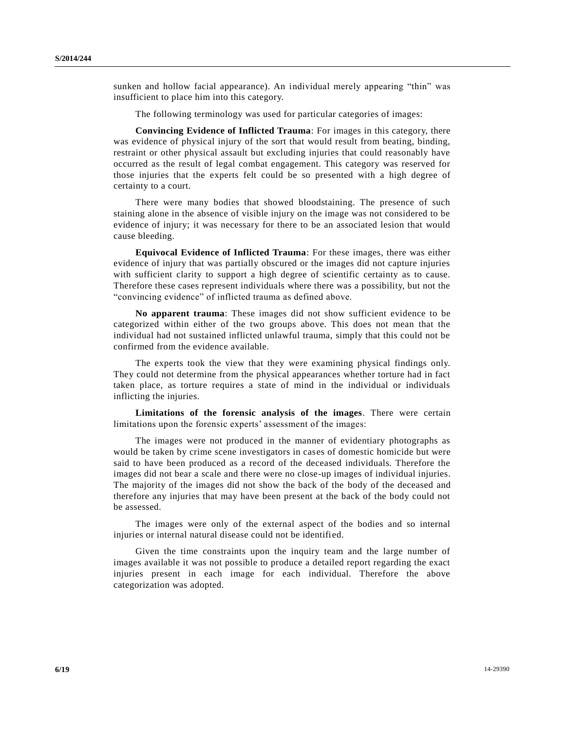sunken and hollow facial appearance). An individual merely appearing "thin" was insufficient to place him into this category.

The following terminology was used for particular categories of images:

**Convincing Evidence of Inflicted Trauma**: For images in this category, there was evidence of physical injury of the sort that would result from beating, binding, restraint or other physical assault but excluding injuries that could reasonably have occurred as the result of legal combat engagement. This category was reserved for those injuries that the experts felt could be so presented with a high degree of certainty to a court.

There were many bodies that showed bloodstaining. The presence of such staining alone in the absence of visible injury on the image was not considered to be evidence of injury; it was necessary for there to be an associated lesion that would cause bleeding.

**Equivocal Evidence of Inflicted Trauma**: For these images, there was either evidence of injury that was partially obscured or the images did not capture injuries with sufficient clarity to support a high degree of scientific certainty as to cause. Therefore these cases represent individuals where there was a possibility, but not the "convincing evidence" of inflicted trauma as defined above.

**No apparent trauma**: These images did not show sufficient evidence to be categorized within either of the two groups above. This does not mean that the individual had not sustained inflicted unlawful trauma, simply that this could not be confirmed from the evidence available.

The experts took the view that they were examining physical findings only. They could not determine from the physical appearances whether torture had in fact taken place, as torture requires a state of mind in the individual or individuals inflicting the injuries.

**Limitations of the forensic analysis of the images**. There were certain limitations upon the forensic experts' assessment of the images:

The images were not produced in the manner of evidentiary photographs as would be taken by crime scene investigators in cases of domestic homicide but were said to have been produced as a record of the deceased individuals. Therefore the images did not bear a scale and there were no close-up images of individual injuries. The majority of the images did not show the back of the body of the deceased and therefore any injuries that may have been present at the back of the body could not be assessed.

The images were only of the external aspect of the bodies and so internal injuries or internal natural disease could not be identified.

Given the time constraints upon the inquiry team and the large number of images available it was not possible to produce a detailed report regarding the exact injuries present in each image for each individual. Therefore the above categorization was adopted.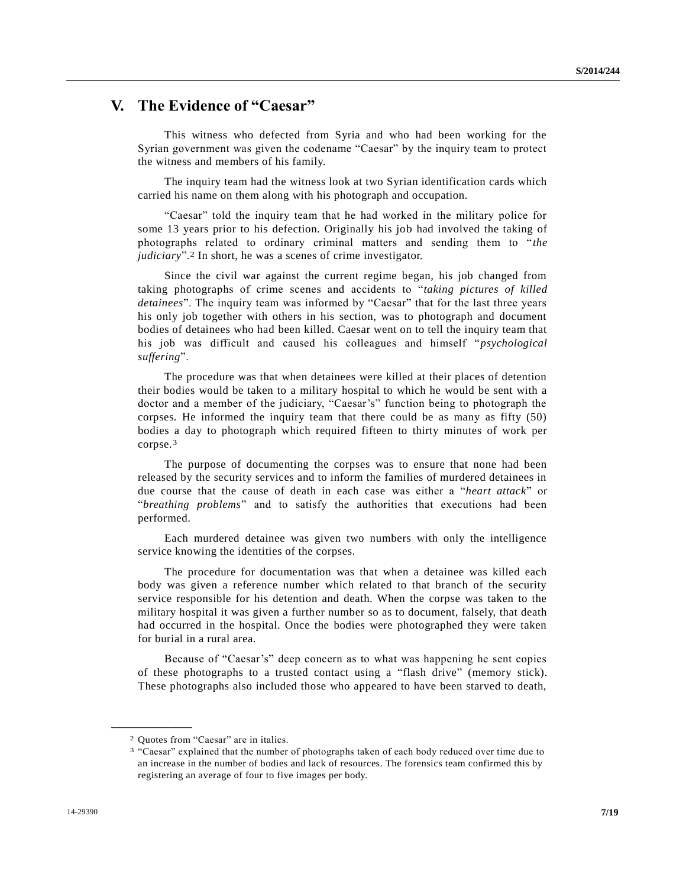# V. The Evidence of "Caesar"

This witness who defected from Syria and who had been working for the Syrian government was given the codename "Caesar" by the inquiry team to protect the witness and members of his family.

The inquiry team had the witness look at two Syrian identification cards which carried his name on them along with his photograph and occupation.

"Caesar" told the inquiry team that he had worked in the military police for some 13 years prior to his defection. Originally his job had involved the taking of photographs related to ordinary criminal matters and sending them to "*the judiciary*".[2] In short, he was a scenes of crime investigator.

Since the civil war against the current regime began, his job changed from taking photographs of crime scenes and accidents to "*taking pictures of killed detainees*". The inquiry team was informed by "Caesar" that for the last three years his only job together with others in his section, was to photograph and document bodies of detainees who had been killed. Caesar went on to tell the inquiry team that his job was difficult and caused his colleagues and himself "*psychological suffering*".

The procedure was that when detainees were killed at their places of detention their bodies would be taken to a military hospital to which he would be sent with a doctor and a member of the judiciary, "Caesar's" function being to photograph the corpses. He informed the inquiry team that there could be as many as fifty (50) bodies a day to photograph which required fifteen to thirty minutes of work per corpse.[3]

The purpose of documenting the corpses was to ensure that none had been released by the security services and to inform the families of murdered detainees in due course that the cause of death in each case was either a "*heart attack*" or "*breathing problems*" and to satisfy the authorities that executions had been performed.

Each murdered detainee was given two numbers with only the intelligence service knowing the identities of the corpses.

The procedure for documentation was that when a detainee was killed each body was given a reference number which related to that branch of the security service responsible for his detention and death. When the corpse was taken to the military hospital it was given a further number so as to document, falsely, that death had occurred in the hospital. Once the bodies were photographed they were taken for burial in a rural area.

Because of "Caesar's" deep concern as to what was happening he sent copies of these photographs to a trusted contact using a "flash drive" (memory stick). These photographs also included those who appeared to have been starved to death,

---

[2] Quotes from "Caesar" are in italics.

[3] "Caesar" explained that the number of photographs taken of each body reduced over time due to an increase in the number of bodies and lack of resources. The forensics team confirmed this by registering an average of four to five images per body.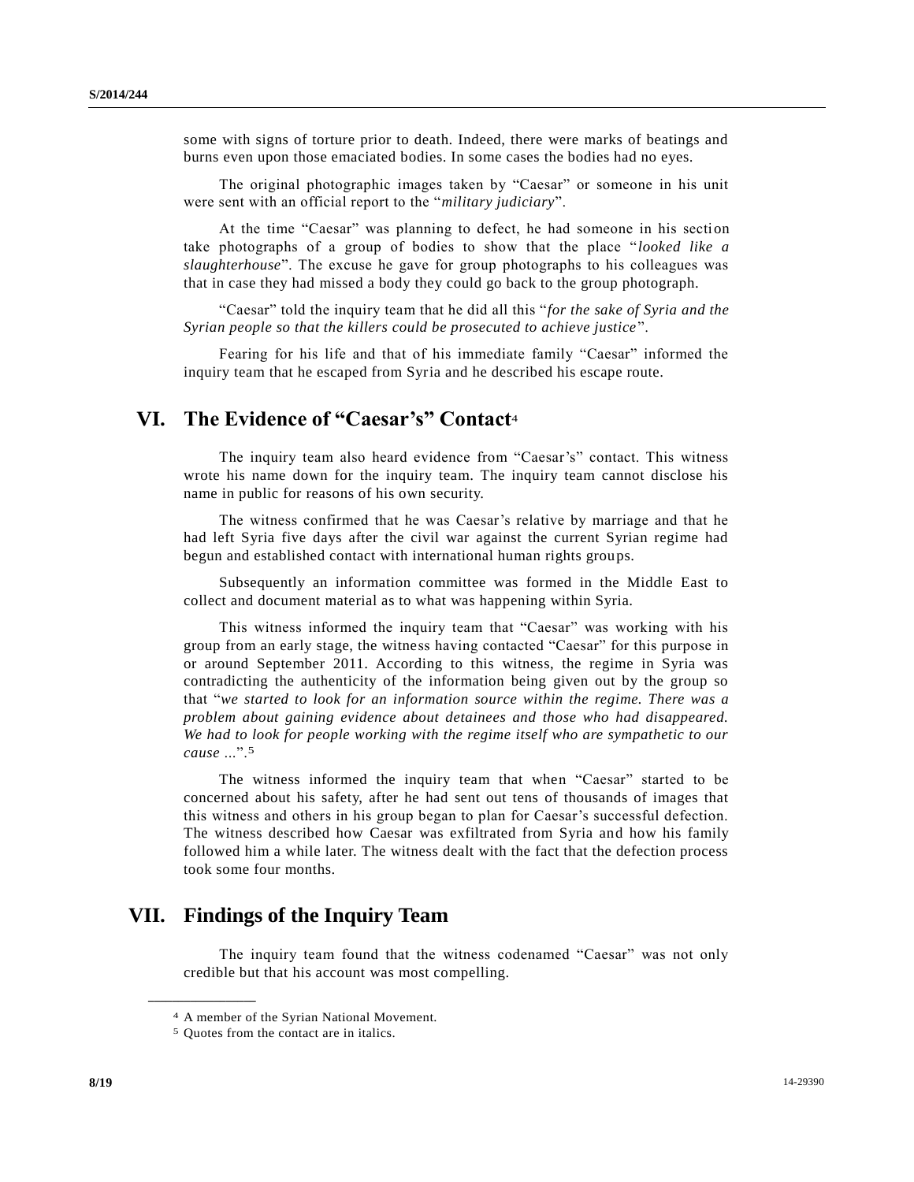some with signs of torture prior to death. Indeed, there were marks of beatings and burns even upon those emaciated bodies. In some cases the bodies had no eyes.

The original photographic images taken by "Caesar" or someone in his unit were sent with an official report to the "*military judiciary*".

At the time "Caesar" was planning to defect, he had someone in his section take photographs of a group of bodies to show that the place "*looked like a slaughterhouse*". The excuse he gave for group photographs to his colleagues was that in case they had missed a body they could go back to the group photograph.

"Caesar" told the inquiry team that he did all this "*for the sake of Syria and the Syrian people so that the killers could be prosecuted to achieve justice*".

Fearing for his life and that of his immediate family "Caesar" informed the inquiry team that he escaped from Syria and he described his escape route.

## VI. The Evidence of "Caesar's" Contact[4]

The inquiry team also heard evidence from "Caesar's" contact. This witness wrote his name down for the inquiry team. The inquiry team cannot disclose his name in public for reasons of his own security.

The witness confirmed that he was Caesar's relative by marriage and that he had left Syria five days after the civil war against the current Syrian regime had begun and established contact with international human rights groups.

Subsequently an information committee was formed in the Middle East to collect and document material as to what was happening within Syria.

This witness informed the inquiry team that "Caesar" was working with his group from an early stage, the witness having contacted "Caesar" for this purpose in or around September 2011. According to this witness, the regime in Syria was contradicting the authenticity of the information being given out by the group so that "*we started to look for an information source within the regime. There was a problem about gaining evidence about detainees and those who had disappeared. We had to look for people working with the regime itself who are sympathetic to our cause ...*".[5]

The witness informed the inquiry team that when "Caesar" started to be concerned about his safety, after he had sent out tens of thousands of images that this witness and others in his group began to plan for Caesar's successful defection. The witness described how Caesar was exfiltrated from Syria and how his family followed him a while later. The witness dealt with the fact that the defection process took some four months.

## VII. Findings of the Inquiry Team

The inquiry team found that the witness codenamed "Caesar" was not only credible but that his account was most compelling.

---

[4] A member of the Syrian National Movement.

[5] Quotes from the contact are in italics.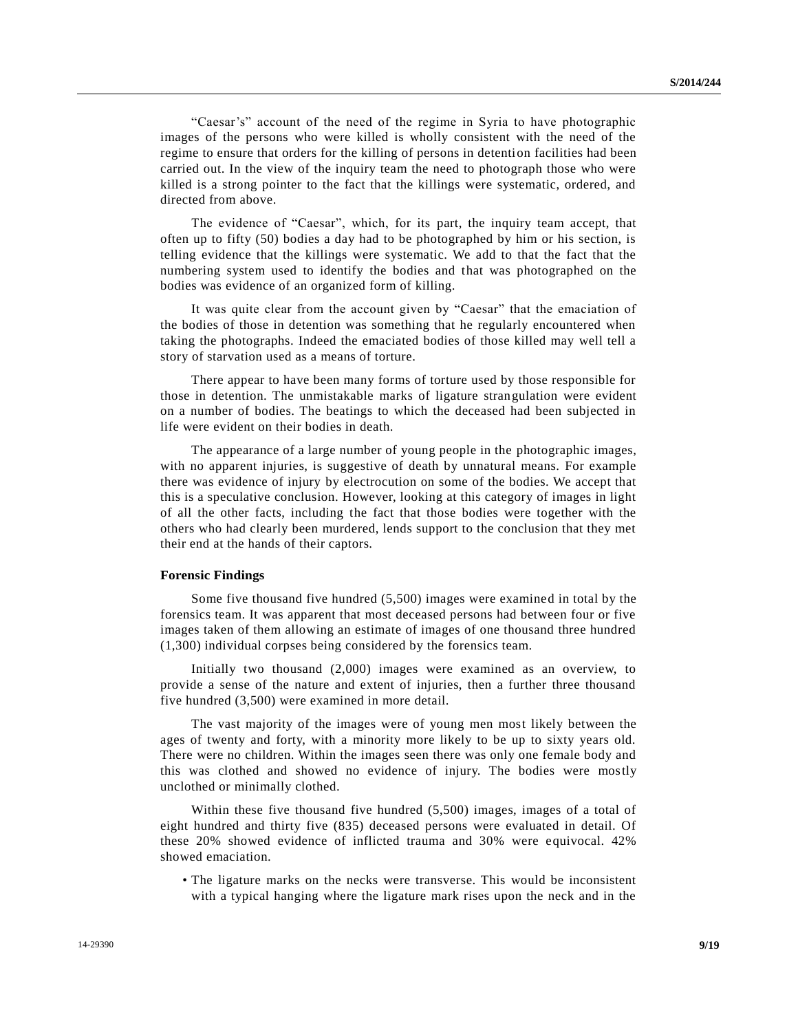"Caesar's" account of the need of the regime in Syria to have photographic images of the persons who were killed is wholly consistent with the need of the regime to ensure that orders for the killing of persons in detention facilities had been carried out. In the view of the inquiry team the need to photograph those who were killed is a strong pointer to the fact that the killings were systematic, ordered, and directed from above.

The evidence of "Caesar", which, for its part, the inquiry team accept, that often up to fifty (50) bodies a day had to be photographed by him or his section, is telling evidence that the killings were systematic. We add to that the fact that the numbering system used to identify the bodies and that was photographed on the bodies was evidence of an organized form of killing.

It was quite clear from the account given by "Caesar" that the emaciation of the bodies of those in detention was something that he regularly encountered when taking the photographs. Indeed the emaciated bodies of those killed may well tell a story of starvation used as a means of torture.

There appear to have been many forms of torture used by those responsible for those in detention. The unmistakable marks of ligature strangulation were evident on a number of bodies. The beatings to which the deceased had been subjected in life were evident on their bodies in death.

The appearance of a large number of young people in the photographic images, with no apparent injuries, is suggestive of death by unnatural means. For example there was evidence of injury by electrocution on some of the bodies. We accept that this is a speculative conclusion. However, looking at this category of images in light of all the other facts, including the fact that those bodies were together with the others who had clearly been murdered, lends support to the conclusion that they met their end at the hands of their captors.

**Forensic Findings**

Some five thousand five hundred (5,500) images were examined in total by the forensics team. It was apparent that most deceased persons had between four or five images taken of them allowing an estimate of images of one thousand three hundred (1,300) individual corpses being considered by the forensics team.

Initially two thousand (2,000) images were examined as an overview, to provide a sense of the nature and extent of injuries, then a further three thousand five hundred (3,500) were examined in more detail.

The vast majority of the images were of young men most likely between the ages of twenty and forty, with a minority more likely to be up to sixty years old. There were no children. Within the images seen there was only one female body and this was clothed and showed no evidence of injury. The bodies were mostly unclothed or minimally clothed.

Within these five thousand five hundred (5,500) images, images of a total of eight hundred and thirty five (835) deceased persons were evaluated in detail. Of these 20% showed evidence of inflicted trauma and 30% were equivocal. 42% showed emaciation.

- The ligature marks on the necks were transverse. This would be inconsistent with a typical hanging where the ligature mark rises upon the neck and in the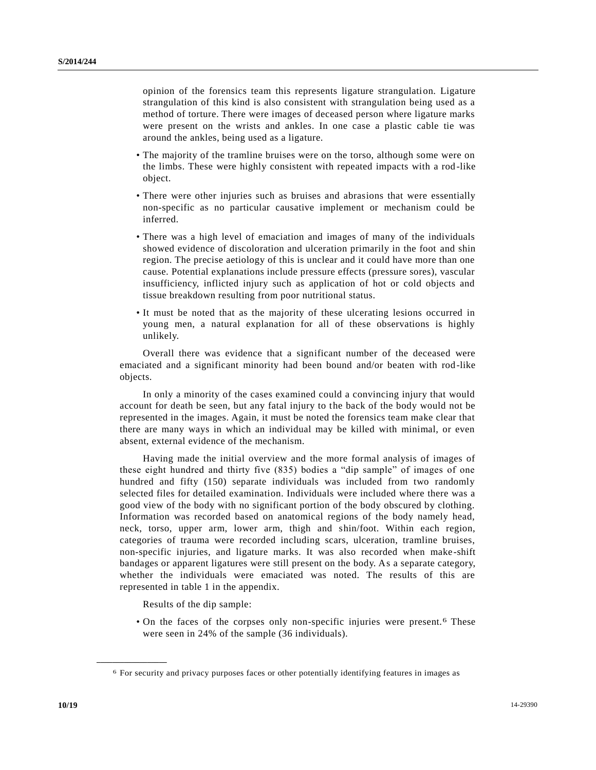opinion of the forensics team this represents ligature strangulation. Ligature strangulation of this kind is also consistent with strangulation being used as a method of torture. There were images of deceased person where ligature marks were present on the wrists and ankles. In one case a plastic cable tie was around the ankles, being used as a ligature.

- The majority of the tramline bruises were on the torso, although some were on the limbs. These were highly consistent with repeated impacts with a rod-like object.
- There were other injuries such as bruises and abrasions that were essentially non-specific as no particular causative implement or mechanism could be inferred.
- There was a high level of emaciation and images of many of the individuals showed evidence of discoloration and ulceration primarily in the foot and shin region. The precise aetiology of this is unclear and it could have more than one cause. Potential explanations include pressure effects (pressure sores), vascular insufficiency, inflicted injury such as application of hot or cold objects and tissue breakdown resulting from poor nutritional status.
- It must be noted that as the majority of these ulcerating lesions occurred in young men, a natural explanation for all of these observations is highly unlikely.

Overall there was evidence that a significant number of the deceased were emaciated and a significant minority had been bound and/or beaten with rod-like objects.

In only a minority of the cases examined could a convincing injury that would account for death be seen, but any fatal injury to the back of the body would not be represented in the images. Again, it must be noted the forensics team make clear that there are many ways in which an individual may be killed with minimal, or even absent, external evidence of the mechanism.

Having made the initial overview and the more formal analysis of images of these eight hundred and thirty five (835) bodies a "dip sample" of images of one hundred and fifty (150) separate individuals was included from two randomly selected files for detailed examination. Individuals were included where there was a good view of the body with no significant portion of the body obscured by clothing. Information was recorded based on anatomical regions of the body namely head, neck, torso, upper arm, lower arm, thigh and shin/foot. Within each region, categories of trauma were recorded including scars, ulceration, tramline bruises, non-specific injuries, and ligature marks. It was also recorded when make-shift bandages or apparent ligatures were still present on the body. As a separate category, whether the individuals were emaciated was noted. The results of this are represented in table 1 in the appendix.

Results of the dip sample:

- On the faces of the corpses only non-specific injuries were present.[6] These were seen in 24% of the sample (36 individuals).

[6] For security and privacy purposes faces or other potentially identifying features in images as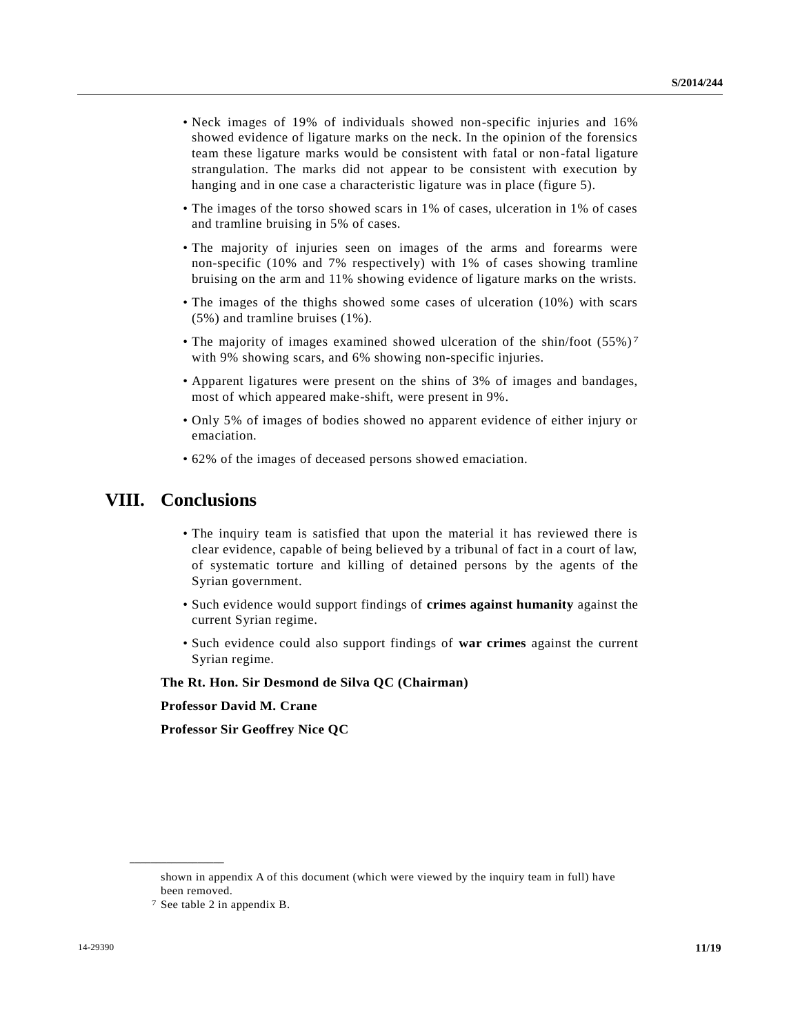- Neck images of 19% of individuals showed non-specific injuries and 16% showed evidence of ligature marks on the neck. In the opinion of the forensics team these ligature marks would be consistent with fatal or non-fatal ligature strangulation. The marks did not appear to be consistent with execution by hanging and in one case a characteristic ligature was in place (figure 5).
- The images of the torso showed scars in 1% of cases, ulceration in 1% of cases and tramline bruising in 5% of cases.
- The majority of injuries seen on images of the arms and forearms were non-specific (10% and 7% respectively) with 1% of cases showing tramline bruising on the arm and 11% showing evidence of ligature marks on the wrists.
- The images of the thighs showed some cases of ulceration (10%) with scars (5%) and tramline bruises (1%).
- The majority of images examined showed ulceration of the shin/foot (55%)[7] with 9% showing scars, and 6% showing non-specific injuries.
- Apparent ligatures were present on the shins of 3% of images and bandages, most of which appeared make-shift, were present in 9%.
- Only 5% of images of bodies showed no apparent evidence of either injury or emaciation.
- 62% of the images of deceased persons showed emaciation.

# VIII. Conclusions

- The inquiry team is satisfied that upon the material it has reviewed there is clear evidence, capable of being believed by a tribunal of fact in a court of law, of systematic torture and killing of detained persons by the agents of the Syrian government.
- Such evidence would support findings of **crimes against humanity** against the current Syrian regime.
- Such evidence could also support findings of **war crimes** against the current Syrian regime.

**The Rt. Hon. Sir Desmond de Silva QC (Chairman)**

**Professor David M. Crane**

**Professor Sir Geoffrey Nice QC**

---

shown in appendix A of this document (which were viewed by the inquiry team in full) have been removed.

[7] See table 2 in appendix B.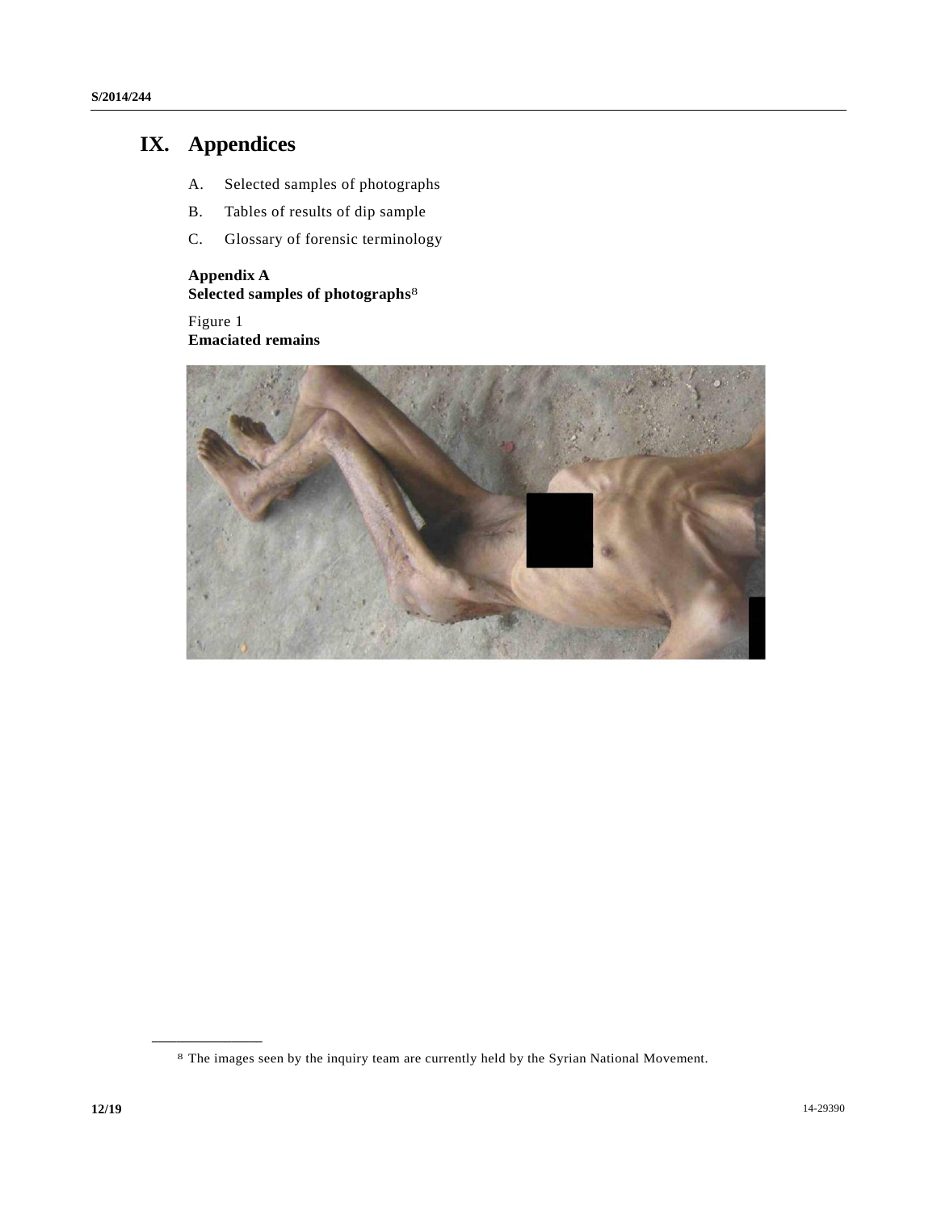# IX. Appendices

A. Selected samples of photographs

B. Tables of results of dip sample

C. Glossary of forensic terminology

**Appendix A**
**Selected samples of photographs**[8]

Figure 1
**Emaciated remains**

---

[8] The images seen by the inquiry team are currently held by the Syrian National Movement.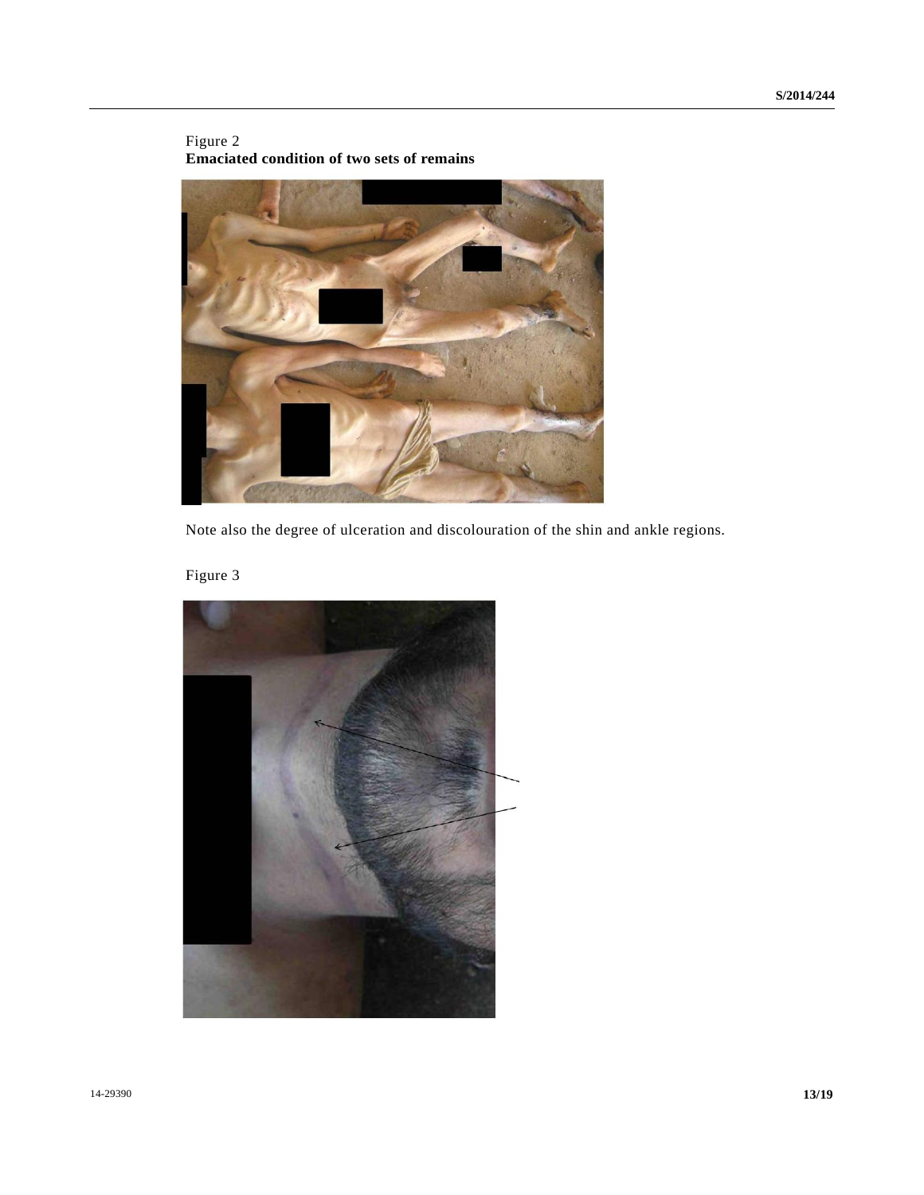Figure 2
**Emaciated condition of two sets of remains**

Note also the degree of ulceration and discolouration of the shin and ankle regions.

Figure 3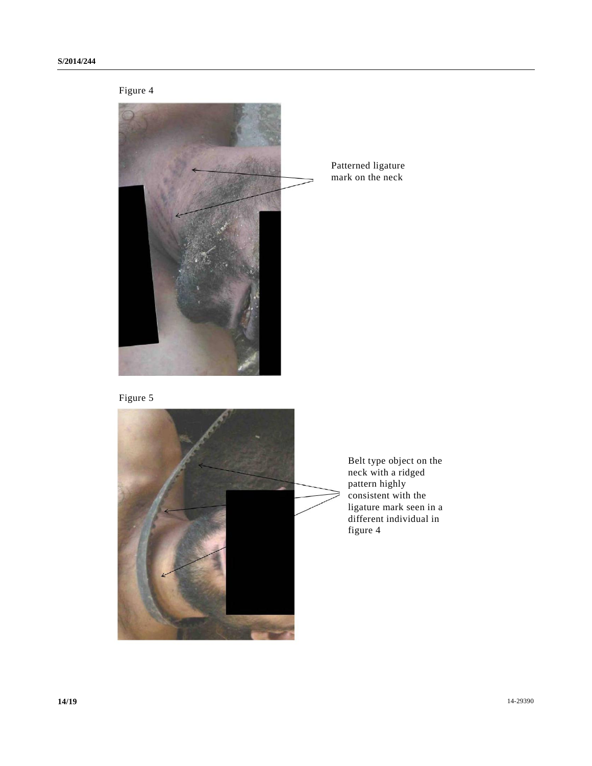Figure 4

Patterned ligature mark on the neck

Figure 5

Belt type object on the neck with a ridged pattern highly consistent with the ligature mark seen in a different individual in figure 4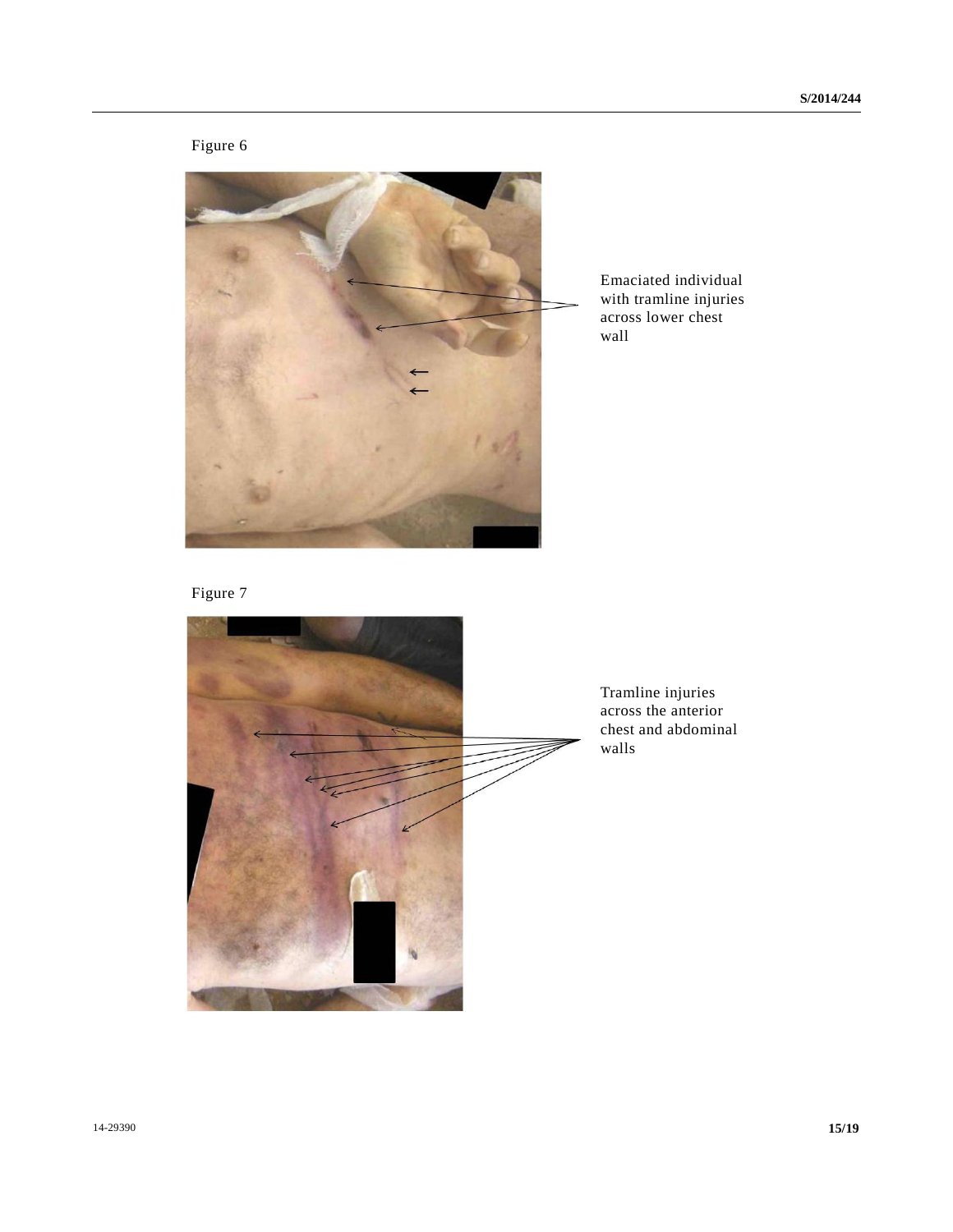Figure 6

Emaciated individual with tramline injuries across lower chest wall

Figure 7

Tramline injuries across the anterior chest and abdominal walls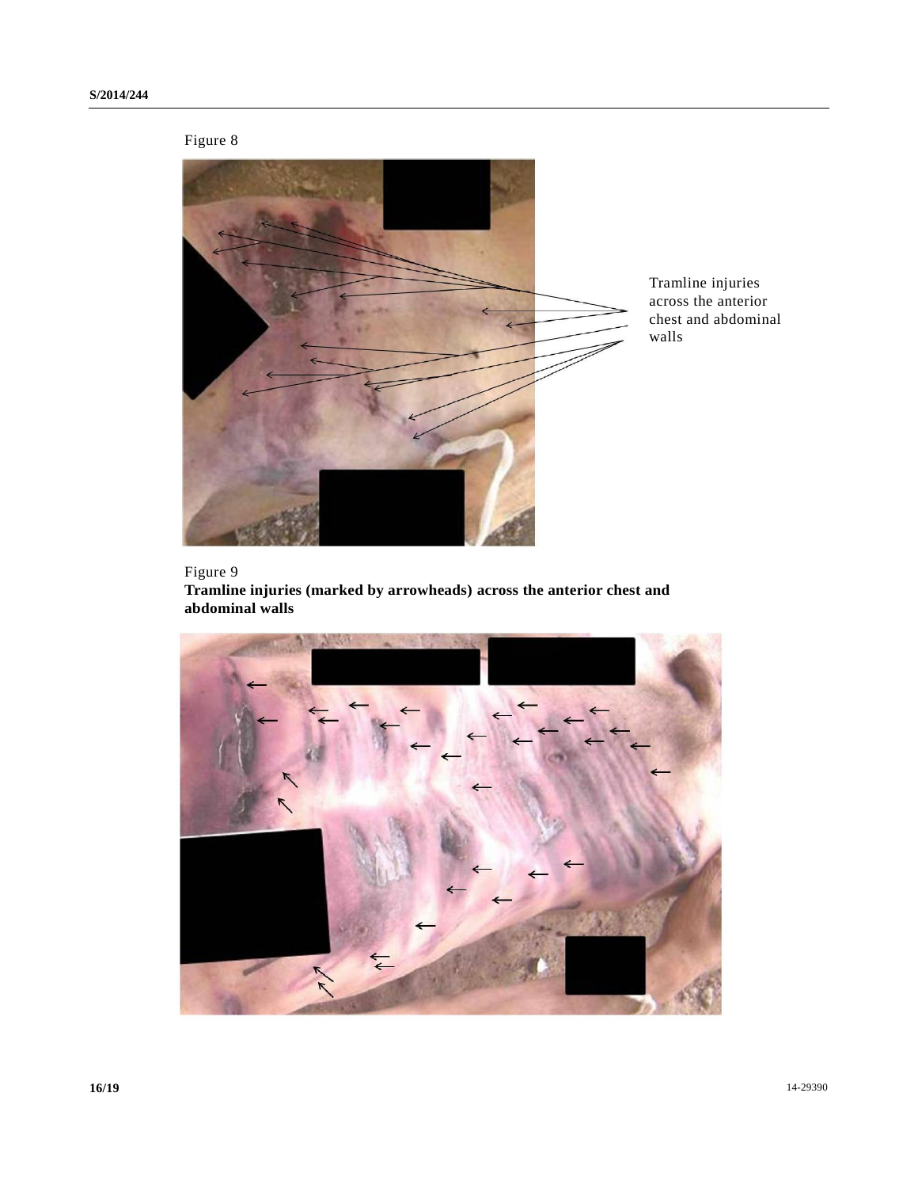Figure 8

Tramline injuries across the anterior chest and abdominal walls

Figure 9

**Tramline injuries (marked by arrowheads) across the anterior chest and abdominal walls**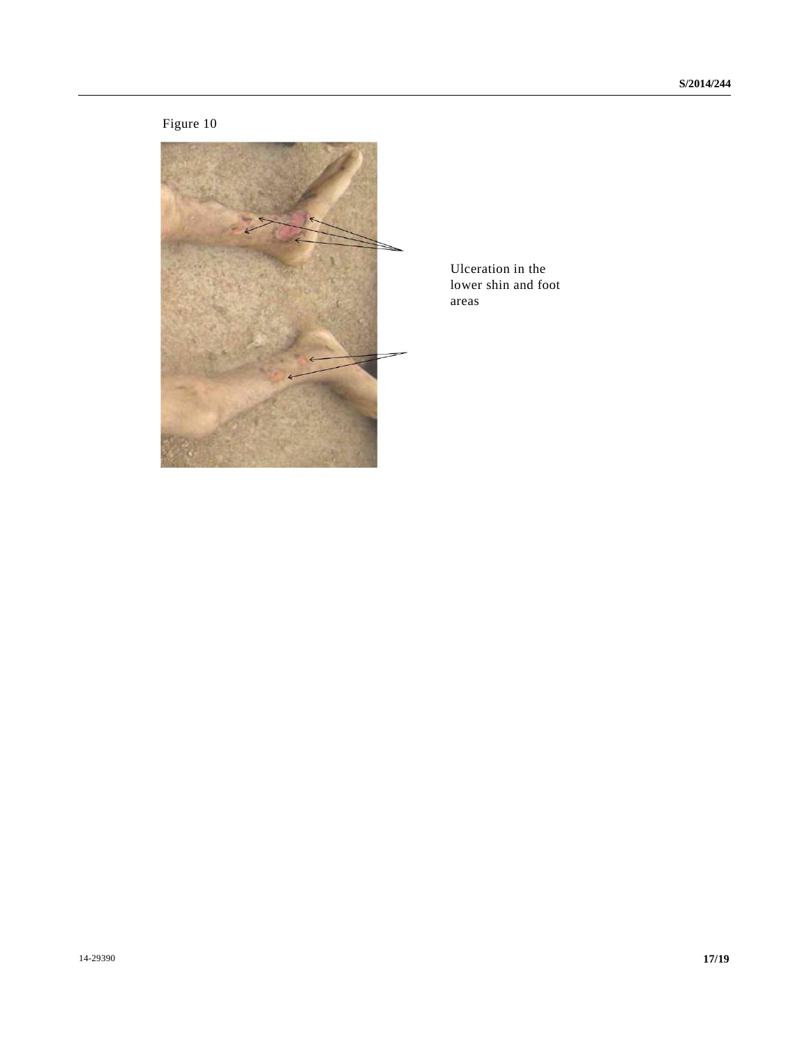Figure 10

Ulceration in the lower shin and foot areas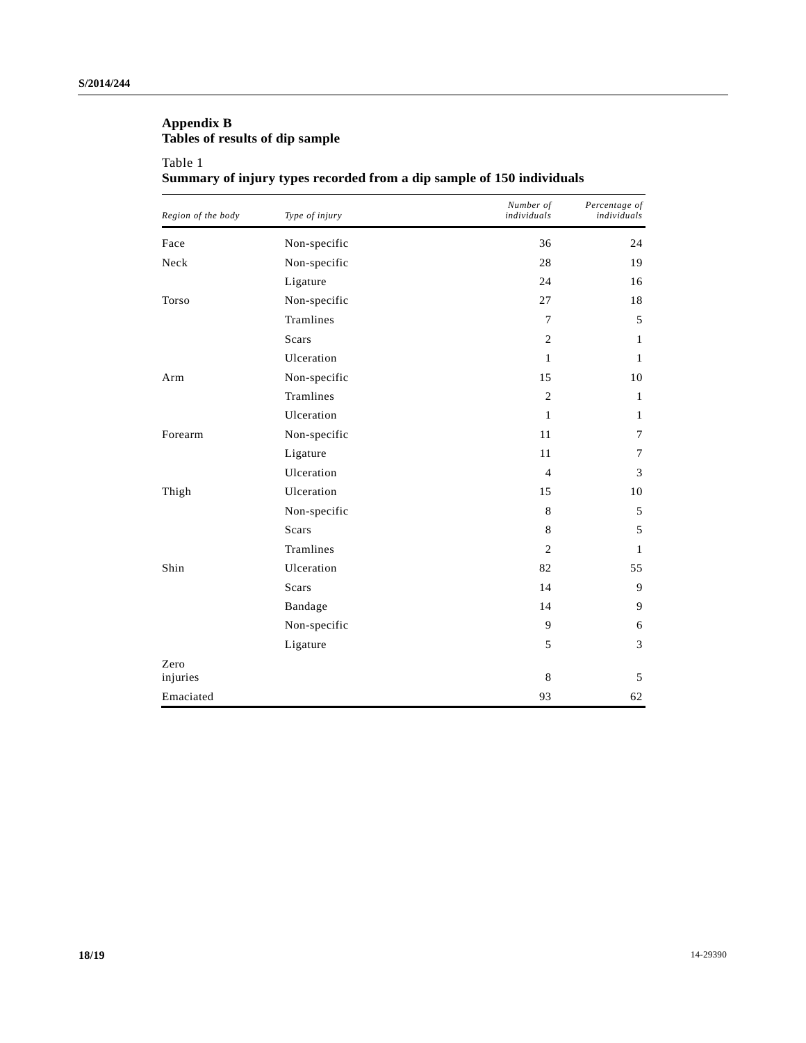## Appendix B
## Tables of results of dip sample

Table 1
**Summary of injury types recorded from a dip sample of 150 individuals**

| *Region of the body* | *Type of injury* | *Number of individuals* | *Percentage of individuals* |
|---|---|---|---|
| Face | Non-specific | 36 | 24 |
| Neck | Non-specific | 28 | 19 |
| | Ligature | 24 | 16 |
| Torso | Non-specific | 27 | 18 |
| | Tramlines | 7 | 5 |
| | Scars | 2 | 1 |
| | Ulceration | 1 | 1 |
| Arm | Non-specific | 15 | 10 |
| | Tramlines | 2 | 1 |
| | Ulceration | 1 | 1 |
| Forearm | Non-specific | 11 | 7 |
| | Ligature | 11 | 7 |
| | Ulceration | 4 | 3 |
| Thigh | Ulceration | 15 | 10 |
| | Non-specific | 8 | 5 |
| | Scars | 8 | 5 |
| | Tramlines | 2 | 1 |
| Shin | Ulceration | 82 | 55 |
| | Scars | 14 | 9 |
| | Bandage | 14 | 9 |
| | Non-specific | 9 | 6 |
| | Ligature | 5 | 3 |
| Zero injuries | | 8 | 5 |
| Emaciated | | 93 | 62 |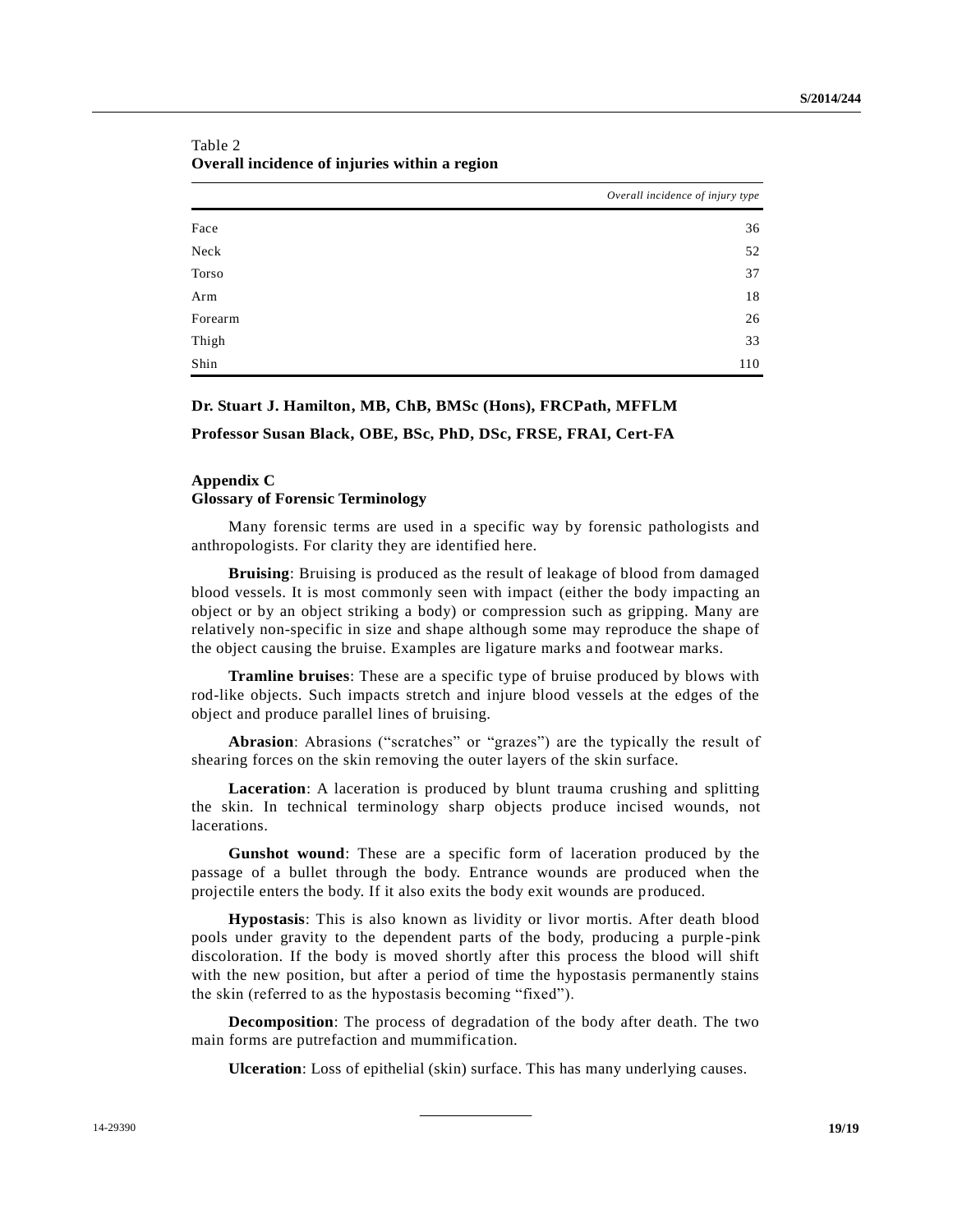Table 2
**Overall incidence of injuries within a region**

| | *Overall incidence of injury type* |
|---|---|
| Face | 36 |
| Neck | 52 |
| Torso | 37 |
| Arm | 18 |
| Forearm | 26 |
| Thigh | 33 |
| Shin | 110 |

**Dr. Stuart J. Hamilton, MB, ChB, BMSc (Hons), FRCPath, MFFLM**

**Professor Susan Black, OBE, BSc, PhD, DSc, FRSE, FRAI, Cert-FA**

### Appendix C
### Glossary of Forensic Terminology

Many forensic terms are used in a specific way by forensic pathologists and anthropologists. For clarity they are identified here.

**Bruising**: Bruising is produced as the result of leakage of blood from damaged blood vessels. It is most commonly seen with impact (either the body impacting an object or by an object striking a body) or compression such as gripping. Many are relatively non-specific in size and shape although some may reproduce the shape of the object causing the bruise. Examples are ligature marks and footwear marks.

**Tramline bruises**: These are a specific type of bruise produced by blows with rod-like objects. Such impacts stretch and injure blood vessels at the edges of the object and produce parallel lines of bruising.

**Abrasion**: Abrasions ("scratches" or "grazes") are the typically the result of shearing forces on the skin removing the outer layers of the skin surface.

**Laceration**: A laceration is produced by blunt trauma crushing and splitting the skin. In technical terminology sharp objects produce incised wounds, not lacerations.

**Gunshot wound**: These are a specific form of laceration produced by the passage of a bullet through the body. Entrance wounds are produced when the projectile enters the body. If it also exits the body exit wounds are produced.

**Hypostasis**: This is also known as lividity or livor mortis. After death blood pools under gravity to the dependent parts of the body, producing a purple-pink discoloration. If the body is moved shortly after this process the blood will shift with the new position, but after a period of time the hypostasis permanently stains the skin (referred to as the hypostasis becoming "fixed").

**Decomposition**: The process of degradation of the body after death. The two main forms are putrefaction and mummification.

**Ulceration**: Loss of epithelial (skin) surface. This has many underlying causes.